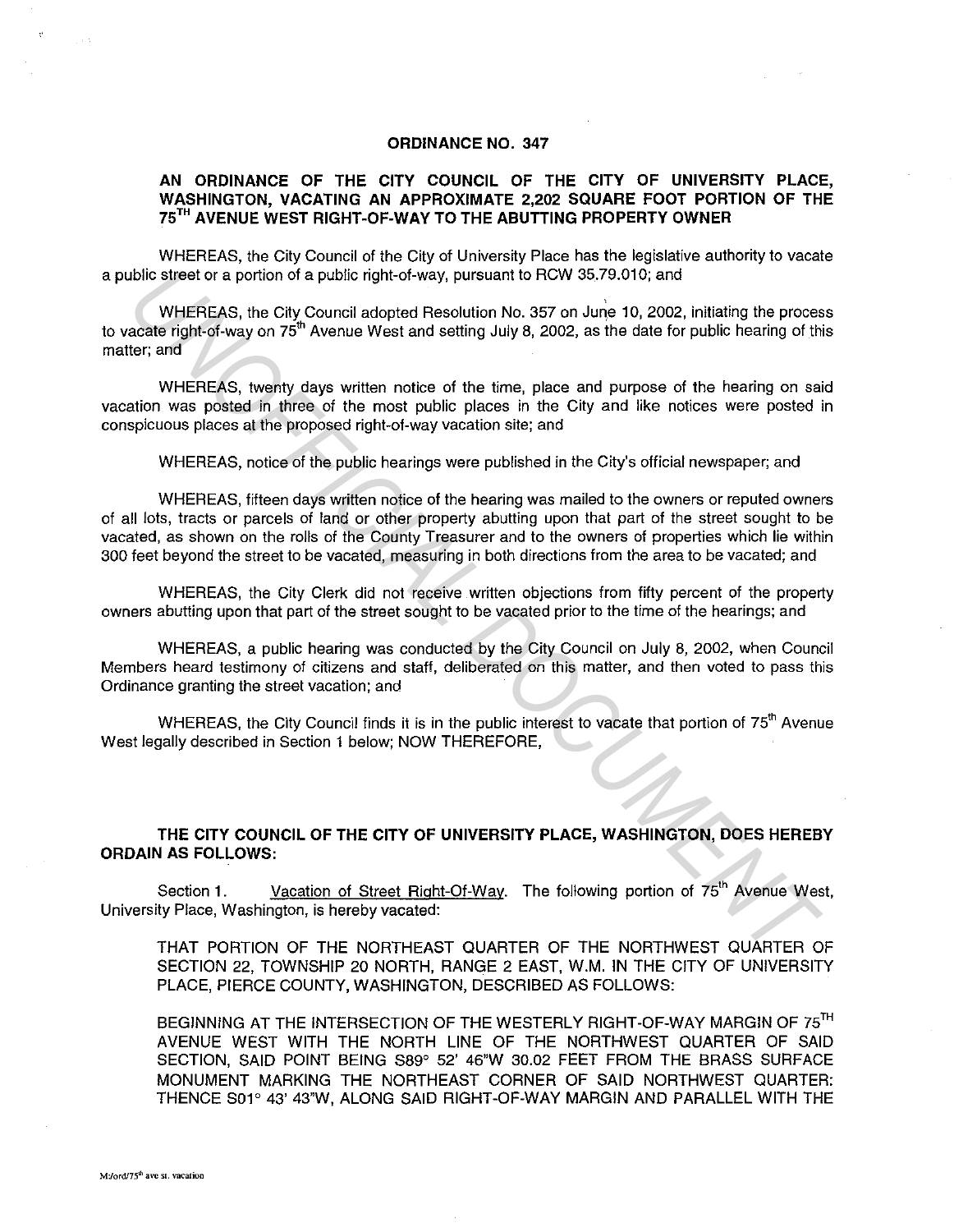**ORDINANCE NO. 347**

**AN ORDINANCE OF THE CITY COUNCIL OF THE CITY OF UNIVERSITY PLACE, WASHINGTON, VACATING AN APPROXIMATE 2,202 SQUARE FOOT PORTION OF THE 75TH AVENUE WEST RIGHT-OF-WAY TO THE ABUTTING PROPERTY OWNER**

WHEREAS, the City Council of the City of University Place has the legislative authority to vacate a public street or a portion of a public right-of-way, pursuant to RCW 35.79.010; and

WHEREAS, the City Council adopted Resolution No. 357 on June 10, 2002, initiating the process to vacate right-of-way on 75th Avenue West and setting July 8, 2002, as the date for public hearing of this matter; and

WHEREAS, twenty days written notice of the time, place and purpose of the hearing on said vacation was posted in three of the most public places in the City and like notices were posted in conspicuous places at the proposed right-of-way vacation site; and

WHEREAS, notice of the public hearings were published in the City's official newspaper; and

WHEREAS, fifteen days written notice of the hearing was mailed to the owners or reputed owners of all lots, tracts or parcels of land or other property abutting upon that part of the street sought to be vacated, as shown on the rolls of the County Treasurer and to the owners of properties which lie within 300 feet beyond the street to be vacated, measuring in both directions from the area to be vacated; and

WHEREAS, the City Clerk did not receive written objections from fifty percent of the property owners abutting upon that part of the street sought to be vacated prior to the time of the hearings; and

WHEREAS, a public hearing was conducted by the City Council on July 8, 2002, when Council Members heard testimony of citizens and staff, deliberated on this matter, and then voted to pass this Ordinance granting the street vacation; and

WHEREAS, the City Council finds it is in the public interest to vacate that portion of 75th Avenue West legally described in Section 1 below; NOW THEREFORE,

**THE CITY COUNCIL OF THE CITY OF UNIVERSITY PLACE, WASHINGTON, DOES HEREBY ORDAIN AS FOLLOWS:**

Section 1. Vacation of Street Right-Of-Way. The following portion of 75th Avenue West, University Place, Washington, is hereby vacated:

THAT PORTION OF THE NORTHEAST QUARTER OF THE NORTHWEST QUARTER OF SECTION 22, TOWNSHIP 20 NORTH, RANGE 2 EAST, W.M. IN THE CITY OF UNIVERSITY PLACE, PIERCE COUNTY, WASHINGTON, DESCRIBED AS FOLLOWS:

BEGINNING AT THE INTERSECTION OF THE WESTERLY RIGHT-OF-WAY MARGIN OF 75TH AVENUE WEST WITH THE NORTH LINE OF THE NORTHWEST QUARTER OF SAID SECTION, SAID POINT BEING S89° 52' 46"W 30.02 FEET FROM THE BRASS SURFACE MONUMENT MARKING THE NORTHEAST CORNER OF SAID NORTHWEST QUARTER; THENCE S01° 43' 43"W, ALONG SAID RIGHT-OF-WAY MARGIN AND PARALLEL WITH THE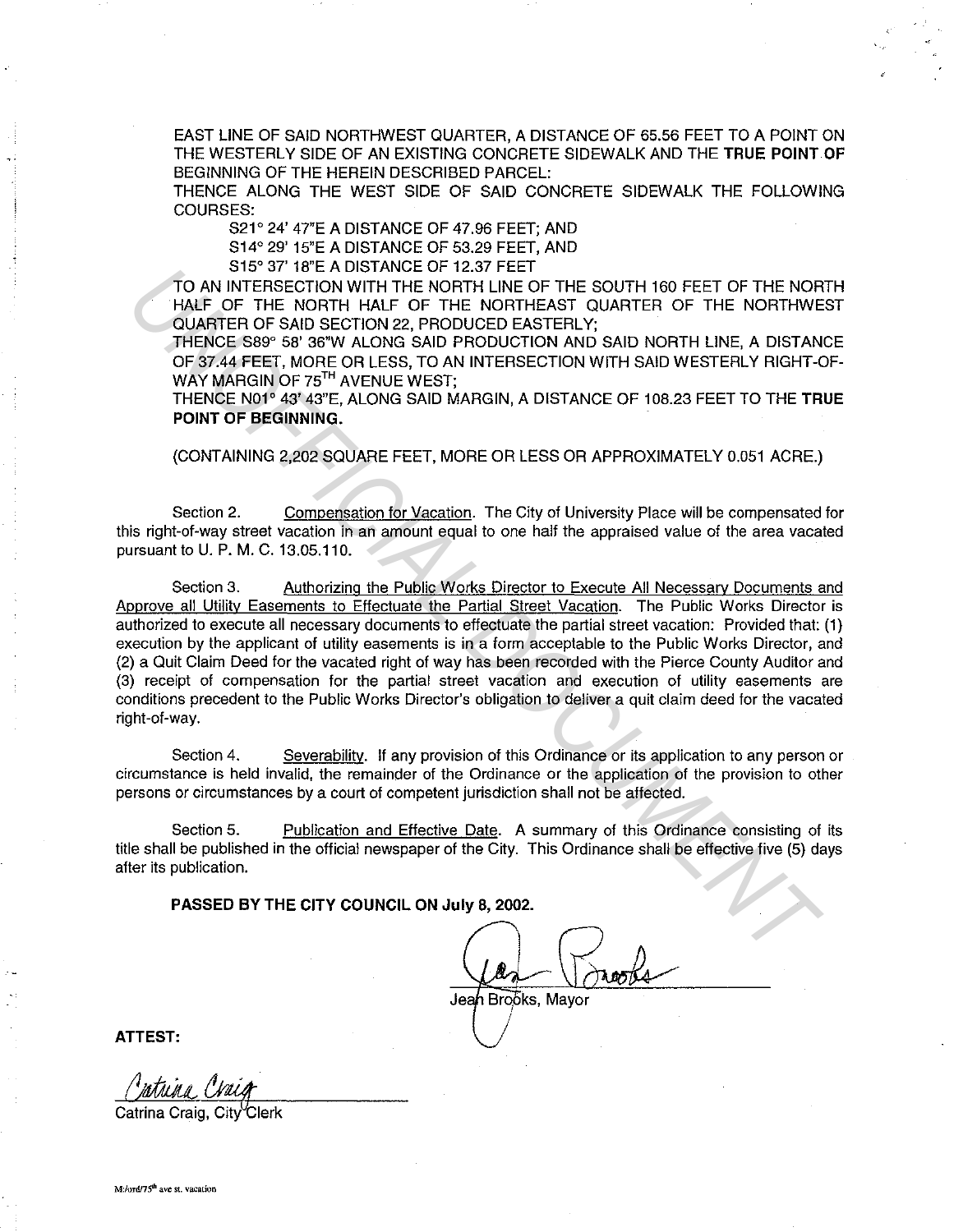EAST LINE OF SAID NORTHWEST QUARTER, A DISTANCE OF 65.56 FEET TO A POINT ON THE WESTERLY SIDE OF AN EXISTING CONCRETE SIDEWALK AND THE **TRUE POINT OF** BEGINNING OF THE HEREIN DESCRIBED PARCEL:

THENCE ALONG THE WEST SIDE OF SAID CONCRETE SIDEWALK THE FOLLOWING COURSES:

S21° 24' 47"E A DISTANCE OF 47.96 FEET; AND

S14° 29' 15"E A DISTANCE OF 53.29 FEET, AND

S15° 37' 18"E A DISTANCE OF 12.37 FEET

TO AN INTERSECTION WITH THE NORTH LINE OF THE SOUTH 160 FEET OF THE NORTH HALF OF THE NORTH HALF OF THE NORTHEAST QUARTER OF THE NORTHWEST QUARTER OF SAID SECTION 22, PRODUCED EASTERLY;

THENCE S89° 58' 36"W ALONG SAID PRODUCTION AND SAID NORTH LINE, A DISTANCE OF 37.44 FEET, MORE OR LESS, TO AN INTERSECTION WITH SAID WESTERLY RIGHT-OF-WAY MARGIN OF 75TH AVENUE WEST;

THENCE N01° 43' 43"E, ALONG SAID MARGIN, A DISTANCE OF 108.23 FEET TO THE **TRUE POINT OF BEGINNING.**

(CONTAINING 2,202 SQUARE FEET, MORE OR LESS OR APPROXIMATELY 0.051 ACRE.)

Section 2. Compensation for Vacation. The City of University Place will be compensated for this right-of-way street vacation in an amount equal to one half the appraised value of the area vacated pursuant to U. P. M. C. 13.05.110.

Section 3. Authorizing the Public Works Director to Execute All Necessary Documents and Approve all Utility Easements to Effectuate the Partial Street Vacation. The Public Works Director is authorized to execute all necessary documents to effectuate the partial street vacation: Provided that: (1) execution by the applicant of utility easements is in a form acceptable to the Public Works Director, and (2) a Quit Claim Deed for the vacated right of way has been recorded with the Pierce County Auditor and (3) receipt of compensation for the partial street vacation and execution of utility easements are conditions precedent to the Public Works Director's obligation to deliver a quit claim deed for the vacated right-of-way.

Section 4. Severability. If any provision of this Ordinance or its application to any person or circumstance is held invalid, the remainder of the Ordinance or the application of the provision to other persons or circumstances by a court of competent jurisdiction shall not be affected.

Section 5. Publication and Effective Date. A summary of this Ordinance consisting of its title shall be published in the official newspaper of the City. This Ordinance shall be effective five (5) days after its publication.

**PASSED BY THE CITY COUNCIL ON July 8, 2002.**

Jean Brooks, Mayor

**ATTEST:**

Catrina Craig, City Clerk

M:/ord/75th ave st. vacation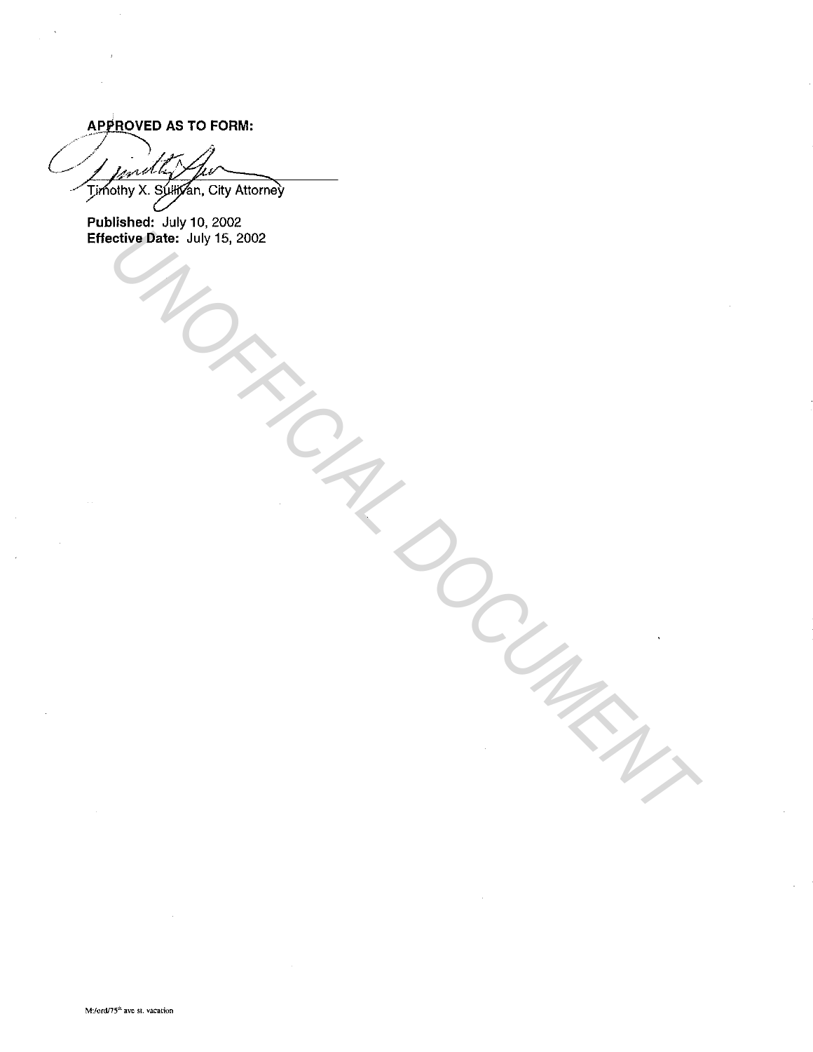**APPROVED AS TO FORM:**

Timothy X. Sullivan, City Attorney

**Published:** July 10, 2002
**Effective Date:** July 15, 2002

UNOFFICIAL DOCUMENT

M:/ord/75th ave st. vacation